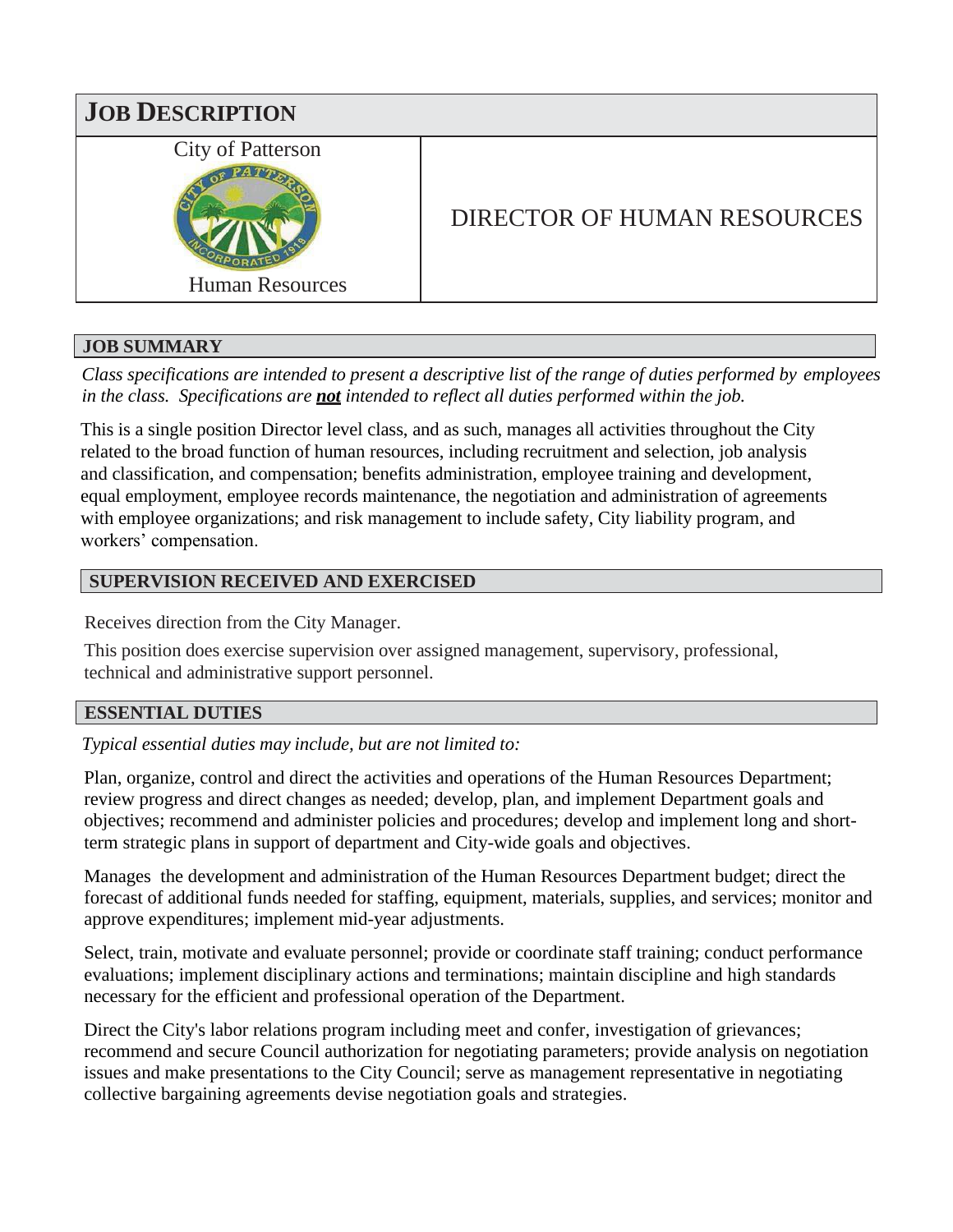# JOB DESCRIPTION

City of Patterson

Human Resources

## DIRECTOR OF HUMAN RESOURCES

### JOB SUMMARY

*Class specifications are intended to present a descriptive list of the range of duties performed by employees in the class. Specifications are **not** intended to reflect all duties performed within the job.*

This is a single position Director level class, and as such, manages all activities throughout the City related to the broad function of human resources, including recruitment and selection, job analysis and classification, and compensation; benefits administration, employee training and development, equal employment, employee records maintenance, the negotiation and administration of agreements with employee organizations; and risk management to include safety, City liability program, and workers' compensation.

### SUPERVISION RECEIVED AND EXERCISED

Receives direction from the City Manager.

This position does exercise supervision over assigned management, supervisory, professional, technical and administrative support personnel.

### ESSENTIAL DUTIES

*Typical essential duties may include, but are not limited to:*

Plan, organize, control and direct the activities and operations of the Human Resources Department; review progress and direct changes as needed; develop, plan, and implement Department goals and objectives; recommend and administer policies and procedures; develop and implement long and short-term strategic plans in support of department and City-wide goals and objectives.

Manages the development and administration of the Human Resources Department budget; direct the forecast of additional funds needed for staffing, equipment, materials, supplies, and services; monitor and approve expenditures; implement mid-year adjustments.

Select, train, motivate and evaluate personnel; provide or coordinate staff training; conduct performance evaluations; implement disciplinary actions and terminations; maintain discipline and high standards necessary for the efficient and professional operation of the Department.

Direct the City's labor relations program including meet and confer, investigation of grievances; recommend and secure Council authorization for negotiating parameters; provide analysis on negotiation issues and make presentations to the City Council; serve as management representative in negotiating collective bargaining agreements devise negotiation goals and strategies.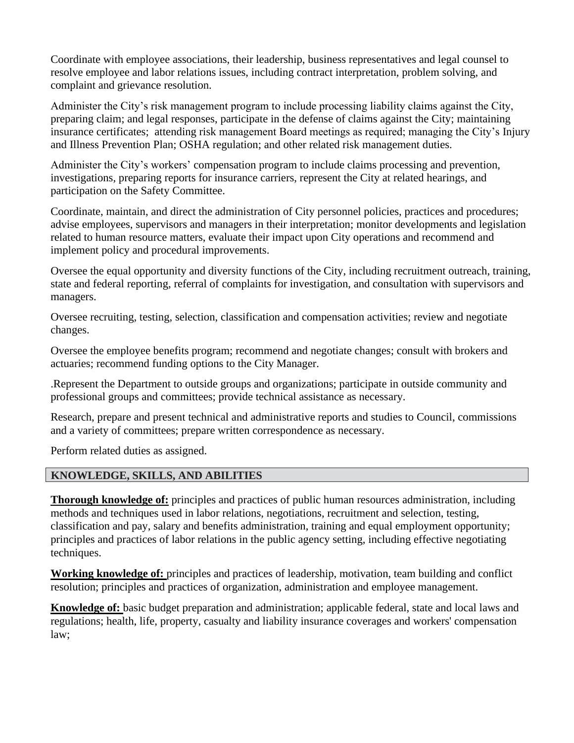Coordinate with employee associations, their leadership, business representatives and legal counsel to resolve employee and labor relations issues, including contract interpretation, problem solving, and complaint and grievance resolution.

Administer the City's risk management program to include processing liability claims against the City, preparing claim; and legal responses, participate in the defense of claims against the City; maintaining insurance certificates; attending risk management Board meetings as required; managing the City's Injury and Illness Prevention Plan; OSHA regulation; and other related risk management duties.

Administer the City's workers' compensation program to include claims processing and prevention, investigations, preparing reports for insurance carriers, represent the City at related hearings, and participation on the Safety Committee.

Coordinate, maintain, and direct the administration of City personnel policies, practices and procedures; advise employees, supervisors and managers in their interpretation; monitor developments and legislation related to human resource matters, evaluate their impact upon City operations and recommend and implement policy and procedural improvements.

Oversee the equal opportunity and diversity functions of the City, including recruitment outreach, training, state and federal reporting, referral of complaints for investigation, and consultation with supervisors and managers.

Oversee recruiting, testing, selection, classification and compensation activities; review and negotiate changes.

Oversee the employee benefits program; recommend and negotiate changes; consult with brokers and actuaries; recommend funding options to the City Manager.

.Represent the Department to outside groups and organizations; participate in outside community and professional groups and committees; provide technical assistance as necessary.

Research, prepare and present technical and administrative reports and studies to Council, commissions and a variety of committees; prepare written correspondence as necessary.

Perform related duties as assigned.

## KNOWLEDGE, SKILLS, AND ABILITIES

**Thorough knowledge of:** principles and practices of public human resources administration, including methods and techniques used in labor relations, negotiations, recruitment and selection, testing, classification and pay, salary and benefits administration, training and equal employment opportunity; principles and practices of labor relations in the public agency setting, including effective negotiating techniques.

**Working knowledge of:** principles and practices of leadership, motivation, team building and conflict resolution; principles and practices of organization, administration and employee management.

**Knowledge of:** basic budget preparation and administration; applicable federal, state and local laws and regulations; health, life, property, casualty and liability insurance coverages and workers' compensation law;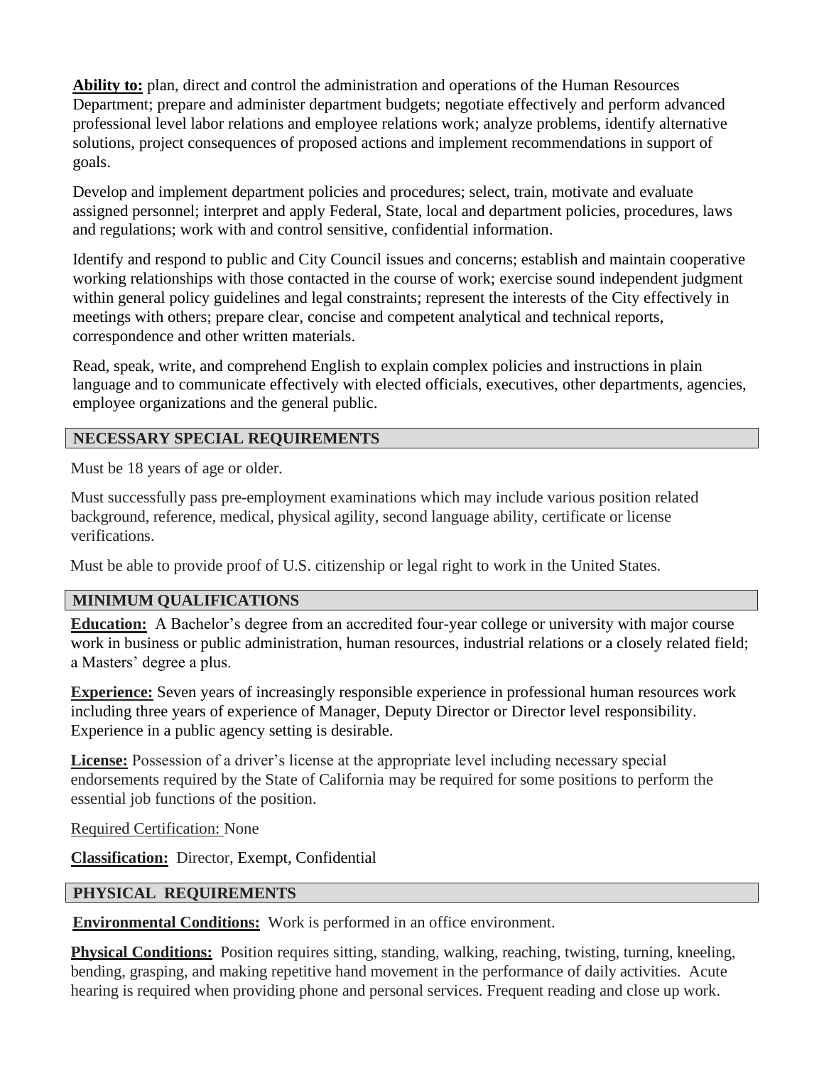**Ability to:** plan, direct and control the administration and operations of the Human Resources Department; prepare and administer department budgets; negotiate effectively and perform advanced professional level labor relations and employee relations work; analyze problems, identify alternative solutions, project consequences of proposed actions and implement recommendations in support of goals.

Develop and implement department policies and procedures; select, train, motivate and evaluate assigned personnel; interpret and apply Federal, State, local and department policies, procedures, laws and regulations; work with and control sensitive, confidential information.

Identify and respond to public and City Council issues and concerns; establish and maintain cooperative working relationships with those contacted in the course of work; exercise sound independent judgment within general policy guidelines and legal constraints; represent the interests of the City effectively in meetings with others; prepare clear, concise and competent analytical and technical reports, correspondence and other written materials.

Read, speak, write, and comprehend English to explain complex policies and instructions in plain language and to communicate effectively with elected officials, executives, other departments, agencies, employee organizations and the general public.

## NECESSARY SPECIAL REQUIREMENTS

Must be 18 years of age or older.

Must successfully pass pre-employment examinations which may include various position related background, reference, medical, physical agility, second language ability, certificate or license verifications.

Must be able to provide proof of U.S. citizenship or legal right to work in the United States.

## MINIMUM QUALIFICATIONS

**Education:** A Bachelor's degree from an accredited four-year college or university with major course work in business or public administration, human resources, industrial relations or a closely related field; a Masters' degree a plus.

**Experience:** Seven years of increasingly responsible experience in professional human resources work including three years of experience of Manager, Deputy Director or Director level responsibility. Experience in a public agency setting is desirable.

**License:** Possession of a driver's license at the appropriate level including necessary special endorsements required by the State of California may be required for some positions to perform the essential job functions of the position.

Required Certification: None

**Classification:** Director, Exempt, Confidential

## PHYSICAL REQUIREMENTS

**Environmental Conditions:** Work is performed in an office environment.

**Physical Conditions:** Position requires sitting, standing, walking, reaching, twisting, turning, kneeling, bending, grasping, and making repetitive hand movement in the performance of daily activities. Acute hearing is required when providing phone and personal services. Frequent reading and close up work.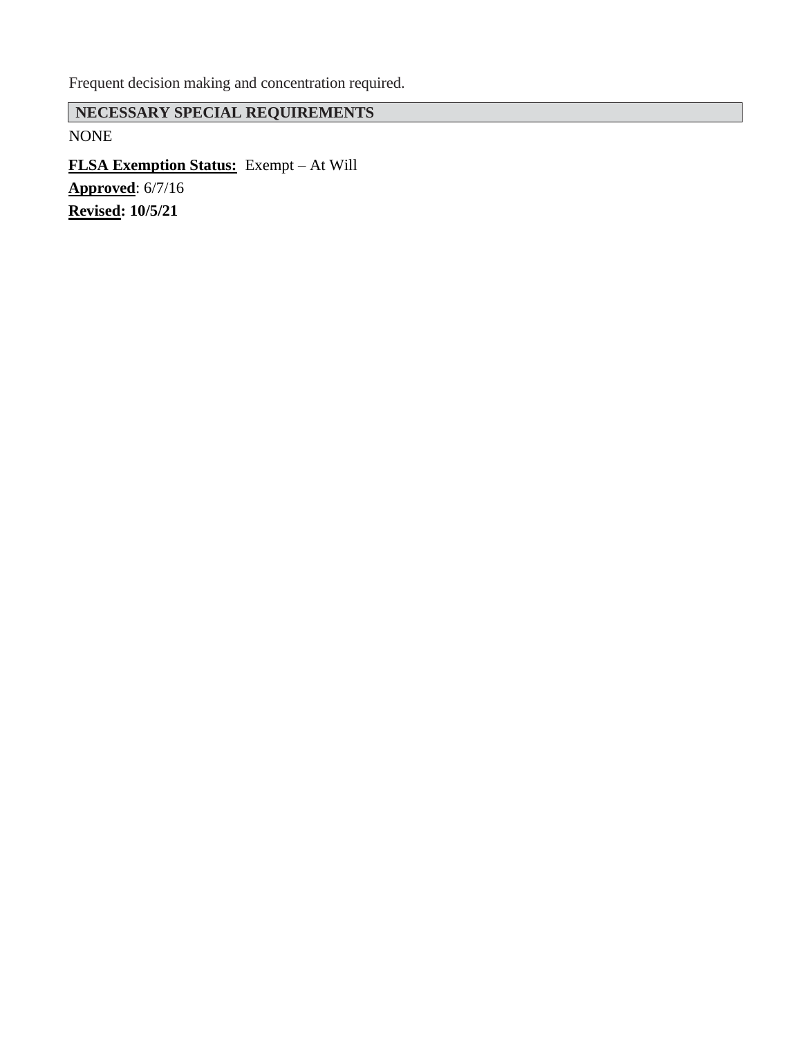Frequent decision making and concentration required.

## NECESSARY SPECIAL REQUIREMENTS

NONE

**FLSA Exemption Status:** Exempt – At Will

**Approved**: 6/7/16

**Revised: 10/5/21**